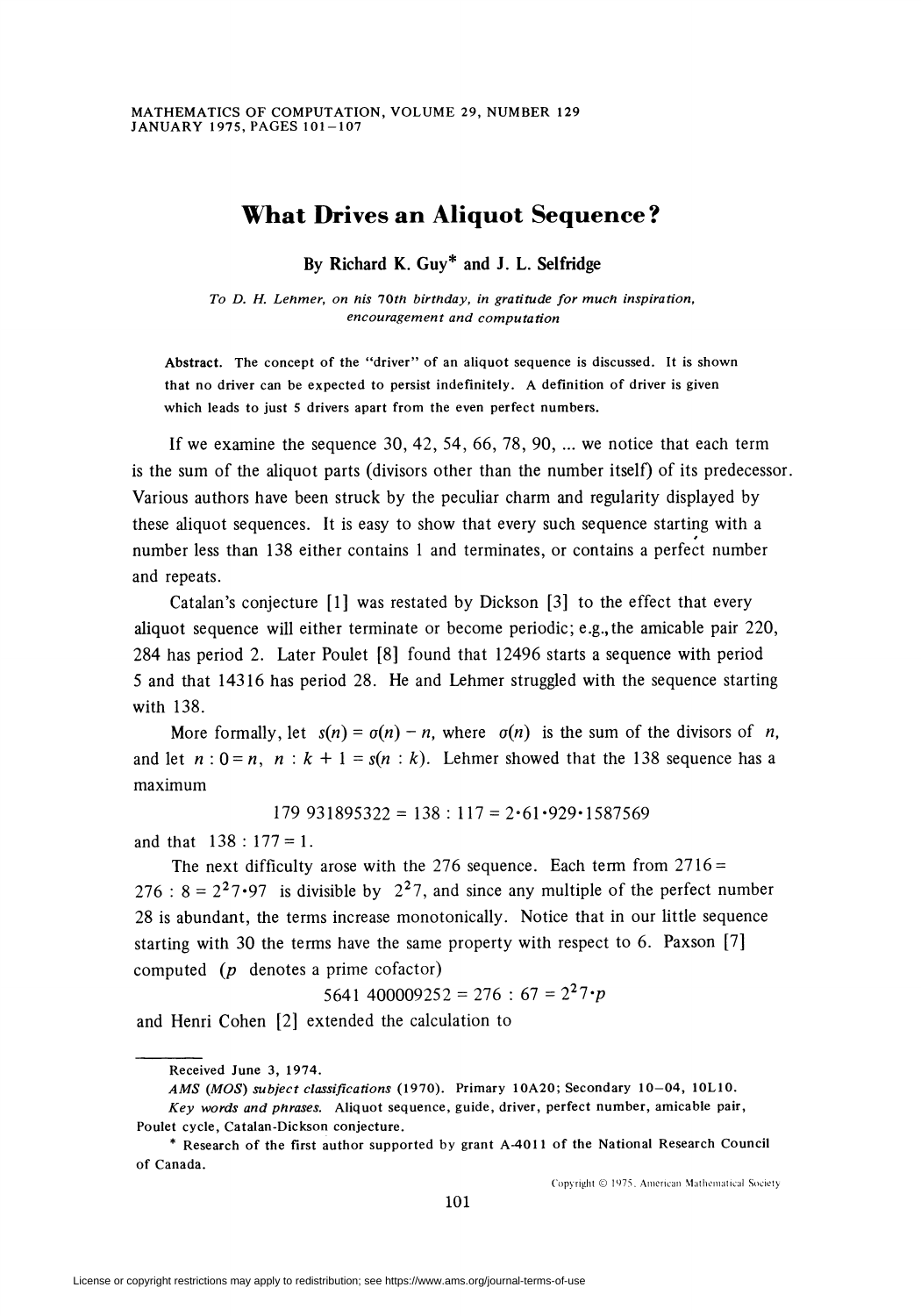# What Drives an Aliquot Sequence?

**By Richard K. Guy\* and J. L. Selfridge**

*To D. H. Lehmer, on his 70th birthday, in gratitude for much inspiration, encouragement and computation*

**Abstract.** The concept of the "driver" of an aliquot sequence is discussed. It is shown that no driver can be expected to persist indefinitely. A definition of driver is given which leads to just 5 drivers apart from the even perfect numbers.

If we examine the sequence 30, 42, 54, 66, 78, 90, ... we notice that each term is the sum of the aliquot parts (divisors other than the number itself) of its predecessor. Various authors have been struck by the peculiar charm and regularity displayed by these aliquot sequences. It is easy to show that every such sequence starting with a number less than 138 either contains 1 and terminates, or contains a perfect number and repeats.

Catalan's conjecture [1] was restated by Dickson [3] to the effect that every aliquot sequence will either terminate or become periodic; e.g., the amicable pair 220, 284 has period 2. Later Poulet [8] found that 12496 starts a sequence with period 5 and that 14316 has period 28. He and Lehmer struggled with the sequence starting with 138.

More formally, let $s(n) = \sigma(n) - n$, where $\sigma(n)$ is the sum of the divisors of $n$, and let $n : 0 = n$, $n : k + 1 = s(n : k)$. Lehmer showed that the 138 sequence has a maximum

$$179\ 931895322 = 138 : 117 = 2 \cdot 61 \cdot 929 \cdot 1587569$$

and that $138 : 177 = 1$.

The next difficulty arose with the 276 sequence. Each term from $2716 = 276 : 8 = 2^2 7 \cdot 97$ is divisible by $2^2 7$, and since any multiple of the perfect number 28 is abundant, the terms increase monotonically. Notice that in our little sequence starting with 30 the terms have the same property with respect to 6. Paxson [7] computed ($p$ denotes a prime cofactor)

$$5641\ 400009252 = 276 : 67 = 2^2 7 \cdot p$$

and Henri Cohen [2] extended the calculation to

---

Received June 3, 1974.

*AMS (MOS) subject classifications* (1970). Primary 10A20; Secondary 10–04, 10L10.

*Key words and phrases.* Aliquot sequence, guide, driver, perfect number, amicable pair, Poulet cycle, Catalan-Dickson conjecture.

\* Research of the first author supported by grant A-4011 of the National Research Council of Canada.

Copyright © 1975, American Mathematical Society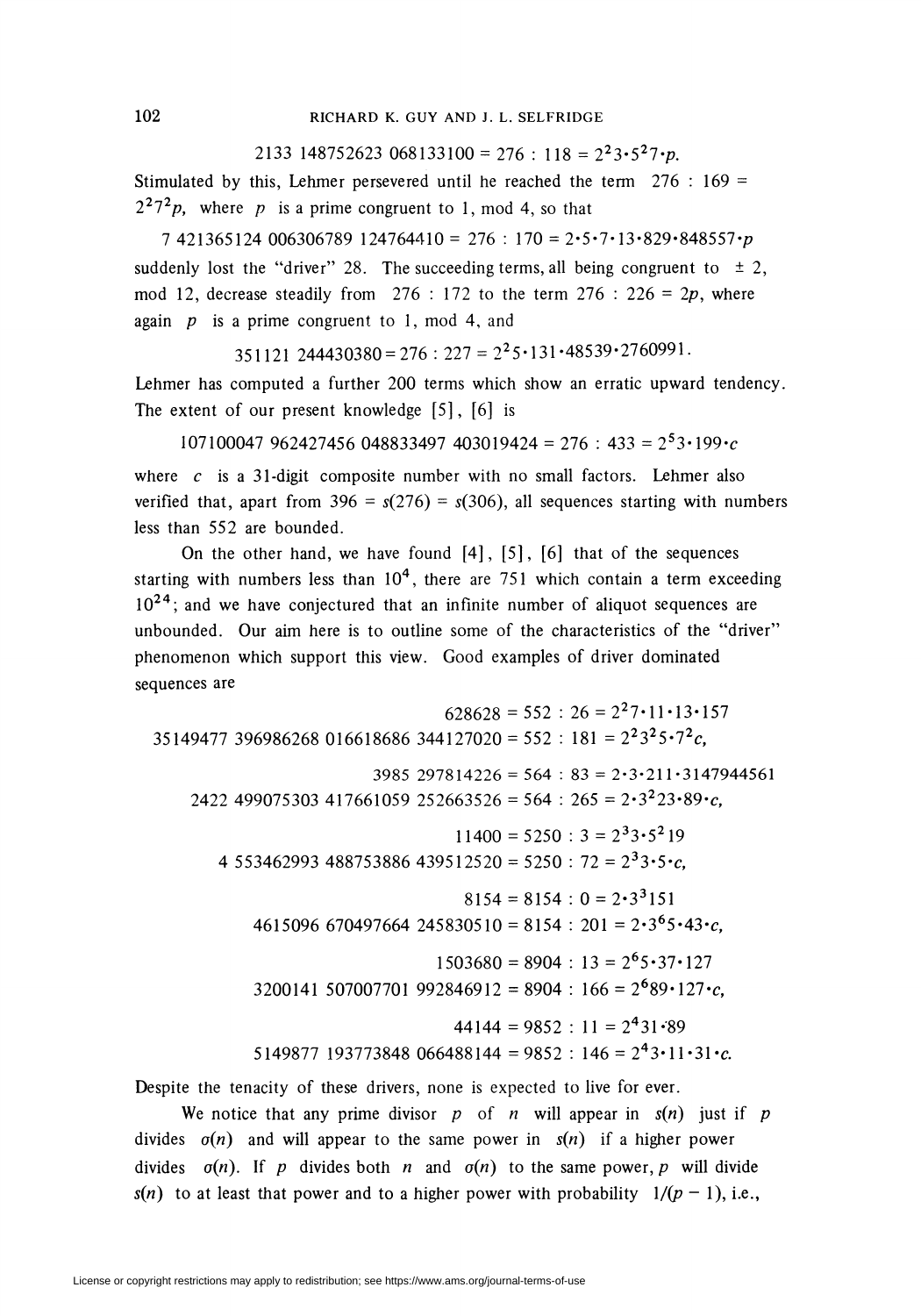$$2133\ 148752623\ 068133100 = 276 : 118 = 2^2 3 \cdot 5^2 7 \cdot p.$$

Stimulated by this, Lehmer persevered until he reached the term $276 : 169 = 2^2 7^2 p$, where $p$ is a prime congruent to 1, mod 4, so that

$$7\ 421365124\ 006306789\ 124764410 = 276 : 170 = 2 \cdot 5 \cdot 7 \cdot 13 \cdot 829 \cdot 848557 \cdot p$$

suddenly lost the "driver" 28. The succeeding terms, all being congruent to $\pm 2$, mod 12, decrease steadily from $276 : 172$ to the term $276 : 226 = 2p$, where again $p$ is a prime congruent to 1, mod 4, and

$$351121\ 244430380 = 276 : 227 = 2^2 5 \cdot 131 \cdot 48539 \cdot 2760991.$$

Lehmer has computed a further 200 terms which show an erratic upward tendency. The extent of our present knowledge [5], [6] is

$$107100047\ 962427456\ 048833497\ 403019424 = 276 : 433 = 2^5 3 \cdot 199 \cdot c$$

where $c$ is a 31-digit composite number with no small factors. Lehmer also verified that, apart from $396 = s(276) = s(306)$, all sequences starting with numbers less than 552 are bounded.

On the other hand, we have found [4], [5], [6] that of the sequences starting with numbers less than $10^4$, there are 751 which contain a term exceeding $10^{24}$; and we have conjectured that an infinite number of aliquot sequences are unbounded. Our aim here is to outline some of the characteristics of the "driver" phenomenon which support this view. Good examples of driver dominated sequences are

$$628628 = 552 : 26 = 2^2 7 \cdot 11 \cdot 13 \cdot 157$$
$$35149477\ 396986268\ 016618686\ 344127020 = 552 : 181 = 2^2 3^2 5 \cdot 7^2 c,$$

$$3985\ 297814226 = 564 : 83 = 2 \cdot 3 \cdot 211 \cdot 3147944561$$
$$2422\ 499075303\ 417661059\ 252663526 = 564 : 265 = 2 \cdot 3^2 23 \cdot 89 \cdot c,$$

$$11400 = 5250 : 3 = 2^3 3 \cdot 5^2 19$$
$$4\ 553462993\ 488753886\ 439512520 = 5250 : 72 = 2^3 3 \cdot 5 \cdot c,$$

$$8154 = 8154 : 0 = 2 \cdot 3^3 151$$
$$4615096\ 670497664\ 245830510 = 8154 : 201 = 2 \cdot 3^6 5 \cdot 43 \cdot c,$$

$$1503680 = 8904 : 13 = 2^6 5 \cdot 37 \cdot 127$$
$$3200141\ 507007701\ 992846912 = 8904 : 166 = 2^6 89 \cdot 127 \cdot c,$$

$$44144 = 9852 : 11 = 2^4 31 \cdot 89$$
$$5149877\ 193773848\ 066488144 = 9852 : 146 = 2^4 3 \cdot 11 \cdot 31 \cdot c.$$

Despite the tenacity of these drivers, none is expected to live for ever.

We notice that any prime divisor $p$ of $n$ will appear in $s(n)$ just if $p$ divides $\sigma(n)$ and will appear to the same power in $s(n)$ if a higher power divides $\sigma(n)$. If $p$ divides both $n$ and $\sigma(n)$ to the same power, $p$ will divide $s(n)$ to at least that power and to a higher power with probability $1/(p-1)$, i.e.,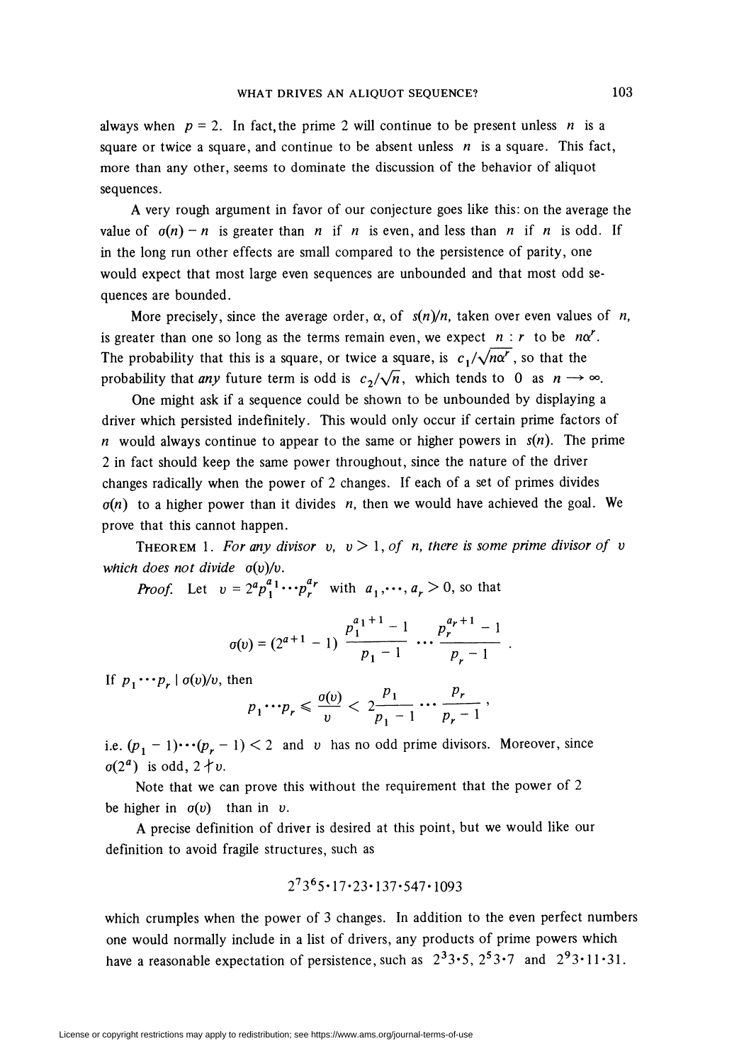always when $p = 2$. In fact, the prime 2 will continue to be present unless $n$ is a square or twice a square, and continue to be absent unless $n$ is a square. This fact, more than any other, seems to dominate the discussion of the behavior of aliquot sequences.

A very rough argument in favor of our conjecture goes like this: on the average the value of $\sigma(n) - n$ is greater than $n$ if $n$ is even, and less than $n$ if $n$ is odd. If in the long run other effects are small compared to the persistence of parity, one would expect that most large even sequences are unbounded and that most odd sequences are bounded.

More precisely, since the average order, $\alpha$, of $s(n)/n$, taken over even values of $n$, is greater than one so long as the terms remain even, we expect $n : r$ to be $n\alpha^r$. The probability that this is a square, or twice a square, is $c_1/\sqrt{n\alpha^r}$, so that the probability that *any* future term is odd is $c_2/\sqrt{n}$, which tends to 0 as $n \to \infty$.

One might ask if a sequence could be shown to be unbounded by displaying a driver which persisted indefinitely. This would only occur if certain prime factors of $n$ would always continue to appear to the same or higher powers in $s(n)$. The prime 2 in fact should keep the same power throughout, since the nature of the driver changes radically when the power of 2 changes. If each of a set of primes divides $\sigma(n)$ to a higher power than it divides $n$, then we would have achieved the goal. We prove that this cannot happen.

THEOREM 1. *For any divisor $v$, $v > 1$, of $n$, there is some prime divisor of $v$ which does not divide $\sigma(v)/v$.*

*Proof.* Let $v = 2^a p_1^{a_1} \cdots p_r^{a_r}$ with $a_1, \cdots, a_r > 0$, so that

$$\sigma(v) = (2^{a+1} - 1) \frac{p_1^{a_1+1} - 1}{p_1 - 1} \cdots \frac{p_r^{a_r+1} - 1}{p_r - 1}.$$

If $p_1 \cdots p_r \mid \sigma(v)/v$, then

$$p_1 \cdots p_r \leqslant \frac{\sigma(v)}{v} < 2 \frac{p_1}{p_1 - 1} \cdots \frac{p_r}{p_r - 1},$$

i.e. $(p_1 - 1) \cdots (p_r - 1) < 2$ and $v$ has no odd prime divisors. Moreover, since $\sigma(2^a)$ is odd, $2 \nmid v$.

Note that we can prove this without the requirement that the power of 2 be higher in $\sigma(v)$ than in $v$.

A precise definition of driver is desired at this point, but we would like our definition to avoid fragile structures, such as

$$2^7 3^6 5 \cdot 17 \cdot 23 \cdot 137 \cdot 547 \cdot 1093$$

which crumples when the power of 3 changes. In addition to the even perfect numbers one would normally include in a list of drivers, any products of prime powers which have a reasonable expectation of persistence, such as $2^3 3 \cdot 5$, $2^5 3 \cdot 7$ and $2^9 3 \cdot 11 \cdot 31$.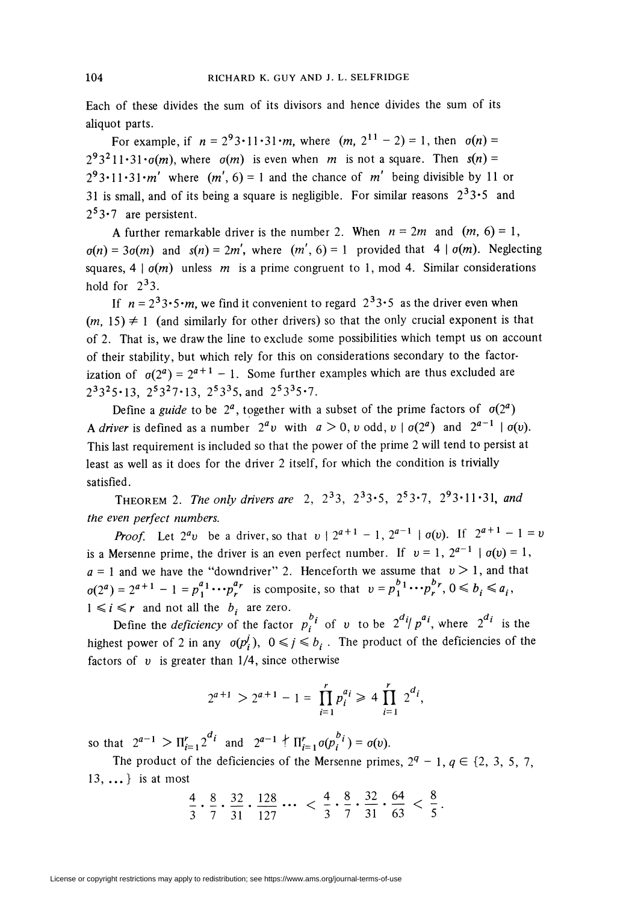Each of these divides the sum of its divisors and hence divides the sum of its aliquot parts.

For example, if $n = 2^9 3 \cdot 11 \cdot 31 \cdot m$, where $(m, 2^{11} - 2) = 1$, then $\sigma(n) = 2^9 3^2 11 \cdot 31 \cdot \sigma(m)$, where $\sigma(m)$ is even when $m$ is not a square. Then $s(n) = 2^9 3 \cdot 11 \cdot 31 \cdot m'$ where $(m', 6) = 1$ and the chance of $m'$ being divisible by 11 or 31 is small, and of its being a square is negligible. For similar reasons $2^3 3 \cdot 5$ and $2^5 3 \cdot 7$ are persistent.

A further remarkable driver is the number 2. When $n = 2m$ and $(m, 6) = 1$, $\sigma(n) = 3\sigma(m)$ and $s(n) = 2m'$, where $(m', 6) = 1$ provided that $4 \mid \sigma(m)$. Neglecting squares, $4 \mid \sigma(m)$ unless $m$ is a prime congruent to 1, mod 4. Similar considerations hold for $2^3 3$.

If $n = 2^3 3 \cdot 5 \cdot m$, we find it convenient to regard $2^3 3 \cdot 5$ as the driver even when $(m, 15) \neq 1$ (and similarly for other drivers) so that the only crucial exponent is that of 2. That is, we draw the line to exclude some possibilities which tempt us on account of their stability, but which rely for this on considerations secondary to the factorization of $\sigma(2^a) = 2^{a+1} - 1$. Some further examples which are thus excluded are $2^3 3^2 5 \cdot 13$, $2^5 3^2 7 \cdot 13$, $2^5 3^3 5$, and $2^5 3^3 5 \cdot 7$.

Define a *guide* to be $2^a$, together with a subset of the prime factors of $\sigma(2^a)$ A *driver* is defined as a number $2^a v$ with $a > 0$, $v$ odd, $v \mid \sigma(2^a)$ and $2^{a-1} \mid \sigma(v)$. This last requirement is included so that the power of the prime 2 will tend to persist at least as well as it does for the driver 2 itself, for which the condition is trivially satisfied.

THEOREM 2. *The only drivers are* $2$, $2^3 3$, $2^3 3 \cdot 5$, $2^5 3 \cdot 7$, $2^9 3 \cdot 11 \cdot 31$, *and the even perfect numbers.*

*Proof.* Let $2^a v$ be a driver, so that $v \mid 2^{a+1} - 1$, $2^{a-1} \mid \sigma(v)$. If $2^{a+1} - 1 = v$ is a Mersenne prime, the driver is an even perfect number. If $v = 1$, $2^{a-1} \mid \sigma(v) = 1$, $a = 1$ and we have the "downdriver" 2. Henceforth we assume that $v > 1$, and that $\sigma(2^a) = 2^{a+1} - 1 = p_1^{a_1} \cdots p_r^{a_r}$ is composite, so that $v = p_1^{b_1} \cdots p_r^{b_r}$, $0 \leqslant b_i \leqslant a_i$, $1 \leqslant i \leqslant r$ and not all the $b_i$ are zero.

Define the *deficiency* of the factor $p_i^{b_i}$ of $v$ to be $2^{d_i}/p^{a_i}$, where $2^{d_i}$ is the highest power of 2 in any $\sigma(p_i^j)$, $0 \leqslant j \leqslant b_i$. The product of the deficiencies of the factors of $v$ is greater than 1/4, since otherwise

$$2^{a+1} > 2^{a+1} - 1 = \prod_{i=1}^{r} p_i^{a_i} \geqslant 4 \prod_{i=1}^{r} 2^{d_i},$$

so that $2^{a-1} > \Pi_{i=1}^r 2^{d_i}$ and $2^{a-1} \nmid \Pi_{i=1}^r \sigma(p_i^{b_i}) = \sigma(v)$.

The product of the deficiencies of the Mersenne primes, $2^q - 1$, $q \in \{2, 3, 5, 7, 13, \ldots\}$ is at most

$$\frac{4}{3} \cdot \frac{8}{7} \cdot \frac{32}{31} \cdot \frac{128}{127} \cdots < \frac{4}{3} \cdot \frac{8}{7} \cdot \frac{32}{31} \cdot \frac{64}{63} < \frac{8}{5}.$$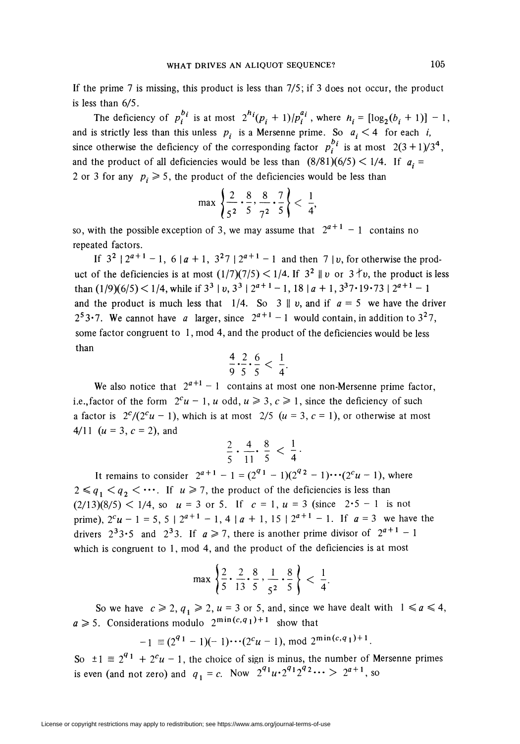If the prime 7 is missing, this product is less than 7/5; if 3 does not occur, the product is less than 6/5.

The deficiency of $p_i^{b_i}$ is at most $2^{h_i}(p_i + 1)/p_i^{a_i}$, where $h_i = [\log_2(b_i + 1)] - 1$, and is strictly less than this unless $p_i$ is a Mersenne prime. So $a_i < 4$ for each $i$, since otherwise the deficiency of the corresponding factor $p_i^{b_i}$ is at most $2(3+1)/3^4$, and the product of all deficiencies would be less than $(8/81)(6/5) < 1/4$. If $a_i =$ 2 or 3 for any $p_i \geqslant 5$, the product of the deficiencies would be less than

$$\max\left\{\frac{2}{5^2}\cdot\frac{8}{5}, \frac{8}{7^2}\cdot\frac{7}{5}\right\} < \frac{1}{4},$$

so, with the possible exception of 3, we may assume that $2^{a+1} - 1$ contains no repeated factors.

If $3^2 \mid 2^{a+1} - 1$, $6 \mid a + 1$, $3^2 7 \mid 2^{a+1} - 1$ and then $7 \mid v$, for otherwise the product of the deficiencies is at most $(1/7)(7/5) < 1/4$. If $3^2 \parallel v$ or $3 \nmid v$, the product is less than $(1/9)(6/5) < 1/4$, while if $3^3 \mid v$, $3^3 \mid 2^{a+1} - 1$, $18 \mid a + 1$, $3^3 7\cdot 19\cdot 73 \mid 2^{a+1} - 1$ and the product is much less that $1/4$. So $3 \parallel v$, and if $a = 5$ we have the driver $2^5 3\cdot 7$. We cannot have $a$ larger, since $2^{a+1} - 1$ would contain, in addition to $3^2 7$, some factor congruent to 1, mod 4, and the product of the deficiencies would be less than

$$\frac{4}{9}\cdot\frac{2}{5}\cdot\frac{6}{5} < \frac{1}{4}.$$

We also notice that $2^{a+1} - 1$ contains at most one non-Mersenne prime factor, i.e., factor of the form $2^c u - 1$, $u$ odd, $u \geqslant 3$, $c \geqslant 1$, since the deficiency of such a factor is $2^c/(2^c u - 1)$, which is at most $2/5$ ($u = 3$, $c = 1$), or otherwise at most $4/11$ ($u = 3$, $c = 2$), and

$$\frac{2}{5}\cdot\frac{4}{11}\cdot\frac{8}{5} < \frac{1}{4}.$$

It remains to consider $2^{a+1} - 1 = (2^{q_1} - 1)(2^{q_2} - 1)\cdots(2^c u - 1)$, where $2 \leqslant q_1 < q_2 < \cdots$. If $u \geqslant 7$, the product of the deficiencies is less than $(2/13)(8/5) < 1/4$, so $u = 3$ or $5$. If $c = 1$, $u = 3$ (since $2\cdot 5 - 1$ is not prime), $2^c u - 1 = 5$, $5 \mid 2^{a+1} - 1$, $4 \mid a + 1$, $15 \mid 2^{a+1} - 1$. If $a = 3$ we have the drivers $2^3 3\cdot 5$ and $2^3 3$. If $a \geqslant 7$, there is another prime divisor of $2^{a+1} - 1$ which is congruent to 1, mod 4, and the product of the deficiencies is at most

$$\max\left\{\frac{2}{5}\cdot\frac{2}{13}\cdot\frac{8}{5}, \frac{1}{5^2}\cdot\frac{8}{5}\right\} < \frac{1}{4}.$$

So we have $c \geqslant 2$, $q_1 \geqslant 2$, $u = 3$ or $5$, and, since we have dealt with $1 \leqslant a \leqslant 4$, $a \geqslant 5$. Considerations modulo $2^{\min(c,q_1)+1}$ show that

$$-1 \equiv (2^{q_1} - 1)(-1)\cdots(2^c u - 1), \bmod 2^{\min(c,q_1)+1}.$$

So $\pm 1 \equiv 2^{q_1} + 2^c u - 1$, the choice of sign is minus, the number of Mersenne primes is even (and not zero) and $q_1 = c$. Now $2^{q_1} u\cdot 2^{q_1} 2^{q_2}\cdots > 2^{a+1}$, so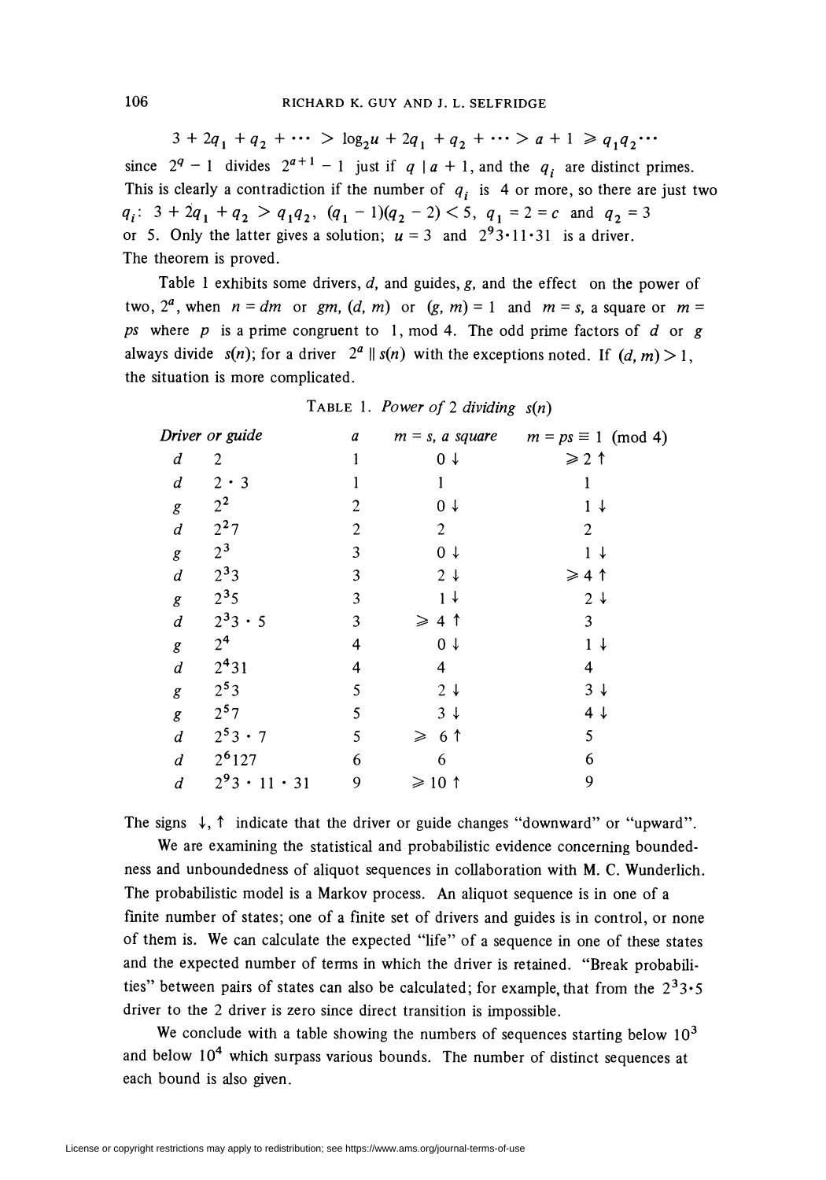$$3 + 2q_1 + q_2 + \cdots > \log_2 u + 2q_1 + q_2 + \cdots > a + 1 \geqslant q_1 q_2 \cdots$$

since $2^q - 1$ divides $2^{a+1} - 1$ just if $q \mid a + 1$, and the $q_i$ are distinct primes. This is clearly a contradiction if the number of $q_i$ is 4 or more, so there are just two $q_i$: $3 + 2q_1 + q_2 > q_1 q_2$, $(q_1 - 1)(q_2 - 2) < 5$, $q_1 = 2 = c$ and $q_2 = 3$ or 5. Only the latter gives a solution; $u = 3$ and $2^9 3 \cdot 11 \cdot 31$ is a driver. The theorem is proved.

Table 1 exhibits some drivers, $d$, and guides, $g$, and the effect on the power of two, $2^a$, when $n = dm$ or $gm$, $(d, m)$ or $(g, m) = 1$ and $m = s$, a square or $m = ps$ where $p$ is a prime congruent to 1, mod 4. The odd prime factors of $d$ or $g$ always divide $s(n)$; for a driver $2^a \parallel s(n)$ with the exceptions noted. If $(d, m) > 1$, the situation is more complicated.

TABLE 1. *Power of 2 dividing $s(n)$*

| *Driver or guide* | | $a$ | $m = s$, *a square* | $m = ps \equiv 1 \pmod 4$ |
|---|---|---|---|---|
| $d$ | $2$ | 1 | $0 \downarrow$ | $\geqslant 2 \uparrow$ |
| $d$ | $2 \cdot 3$ | 1 | $1$ | $1$ |
| $g$ | $2^2$ | 2 | $0 \downarrow$ | $1 \downarrow$ |
| $d$ | $2^2 7$ | 2 | $2$ | $2$ |
| $g$ | $2^3$ | 3 | $0 \downarrow$ | $1 \downarrow$ |
| $d$ | $2^3 3$ | 3 | $2 \downarrow$ | $\geqslant 4 \uparrow$ |
| $g$ | $2^3 5$ | 3 | $1 \downarrow$ | $2 \downarrow$ |
| $d$ | $2^3 3 \cdot 5$ | 3 | $\geqslant 4 \uparrow$ | $3$ |
| $g$ | $2^4$ | 4 | $0 \downarrow$ | $1 \downarrow$ |
| $d$ | $2^4 31$ | 4 | $4$ | $4$ |
| $g$ | $2^5 3$ | 5 | $2 \downarrow$ | $3 \downarrow$ |
| $g$ | $2^5 7$ | 5 | $3 \downarrow$ | $4 \downarrow$ |
| $d$ | $2^5 3 \cdot 7$ | 5 | $\geqslant 6 \uparrow$ | $5$ |
| $d$ | $2^6 127$ | 6 | $6$ | $6$ |
| $d$ | $2^9 3 \cdot 11 \cdot 31$ | 9 | $\geqslant 10 \uparrow$ | $9$ |

The signs $\downarrow$, $\uparrow$ indicate that the driver or guide changes "downward" or "upward".

We are examining the statistical and probabilistic evidence concerning boundedness and unboundedness of aliquot sequences in collaboration with M. C. Wunderlich. The probabilistic model is a Markov process. An aliquot sequence is in one of a finite number of states; one of a finite set of drivers and guides is in control, or none of them is. We can calculate the expected "life" of a sequence in one of these states and the expected number of terms in which the driver is retained. "Break probabilities" between pairs of states can also be calculated; for example, that from the $2^3 3 \cdot 5$ driver to the 2 driver is zero since direct transition is impossible.

We conclude with a table showing the numbers of sequences starting below $10^3$ and below $10^4$ which surpass various bounds. The number of distinct sequences at each bound is also given.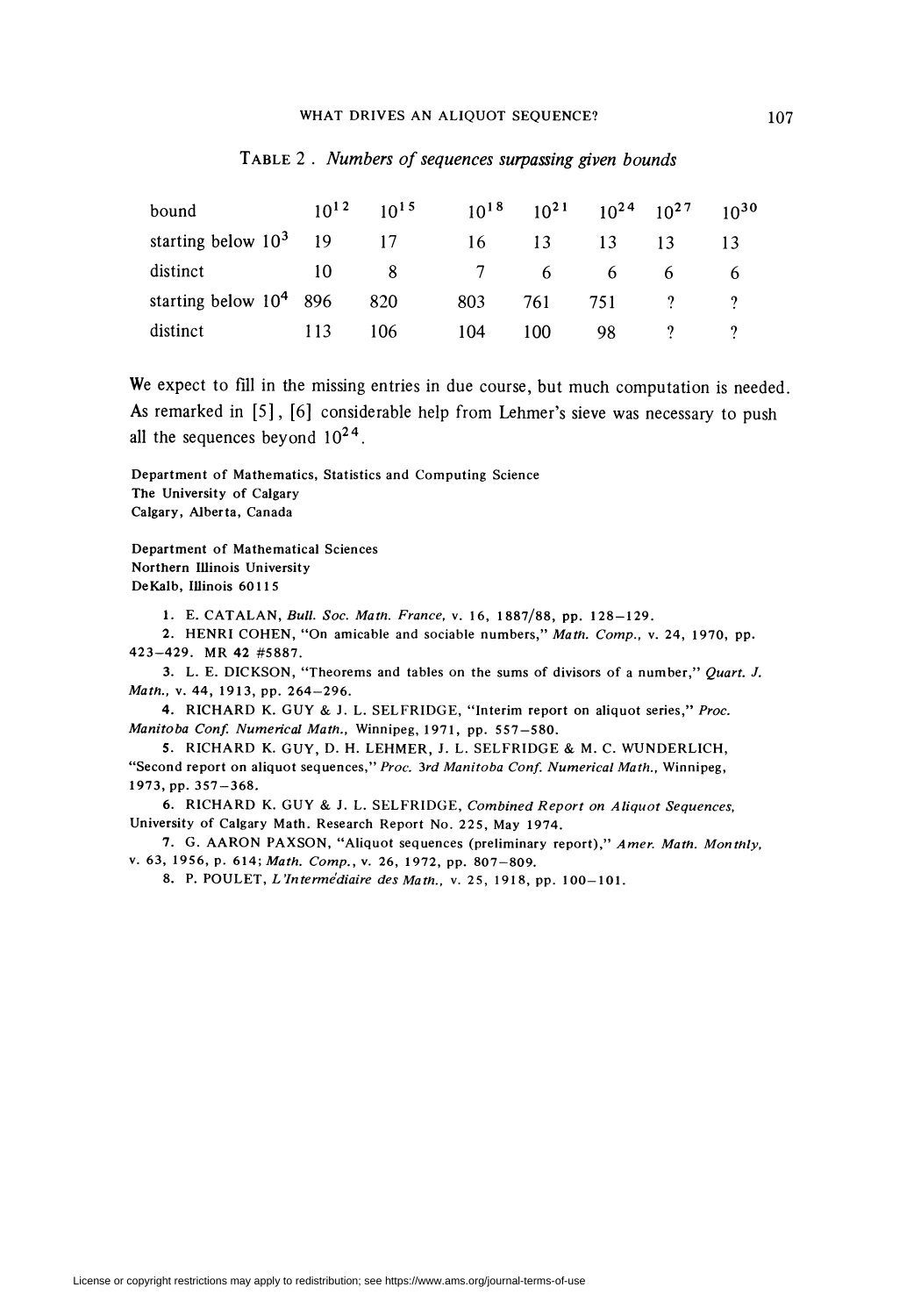TABLE 2. *Numbers of sequences surpassing given bounds*

| bound | $10^{12}$ | $10^{15}$ | $10^{18}$ | $10^{21}$ | $10^{24}$ | $10^{27}$ | $10^{30}$ |
|---|---|---|---|---|---|---|---|
| starting below $10^3$ | 19 | 17 | 16 | 13 | 13 | 13 | 13 |
| distinct | 10 | 8 | 7 | 6 | 6 | 6 | 6 |
| starting below $10^4$ | 896 | 820 | 803 | 761 | 751 | ? | ? |
| distinct | 113 | 106 | 104 | 100 | 98 | ? | ? |

We expect to fill in the missing entries in due course, but much computation is needed. As remarked in [5], [6] considerable help from Lehmer's sieve was necessary to push all the sequences beyond $10^{24}$.

Department of Mathematics, Statistics and Computing Science
The University of Calgary
Calgary, Alberta, Canada

Department of Mathematical Sciences
Northern Illinois University
DeKalb, Illinois 60115

1. E. CATALAN, *Bull. Soc. Math. France*, v. 16, 1887/88, pp. 128–129.
2. HENRI COHEN, "On amicable and sociable numbers," *Math. Comp.*, v. 24, 1970, pp. 423–429. MR **42** #5887.
3. L. E. DICKSON, "Theorems and tables on the sums of divisors of a number," *Quart. J. Math.*, v. 44, 1913, pp. 264–296.
4. RICHARD K. GUY & J. L. SELFRIDGE, "Interim report on aliquot series," *Proc. Manitoba Conf. Numerical Math.*, Winnipeg, 1971, pp. 557–580.
5. RICHARD K. GUY, D. H. LEHMER, J. L. SELFRIDGE & M. C. WUNDERLICH, "Second report on aliquot sequences," *Proc. 3rd Manitoba Conf. Numerical Math.*, Winnipeg, 1973, pp. 357–368.
6. RICHARD K. GUY & J. L. SELFRIDGE, *Combined Report on Aliquot Sequences*, University of Calgary Math. Research Report No. 225, May 1974.
7. G. AARON PAXSON, "Aliquot sequences (preliminary report)," *Amer. Math. Monthly*, v. 63, 1956, p. 614; *Math. Comp.*, v. 26, 1972, pp. 807–809.
8. P. POULET, *L'Intermédiaire des Math.*, v. 25, 1918, pp. 100–101.